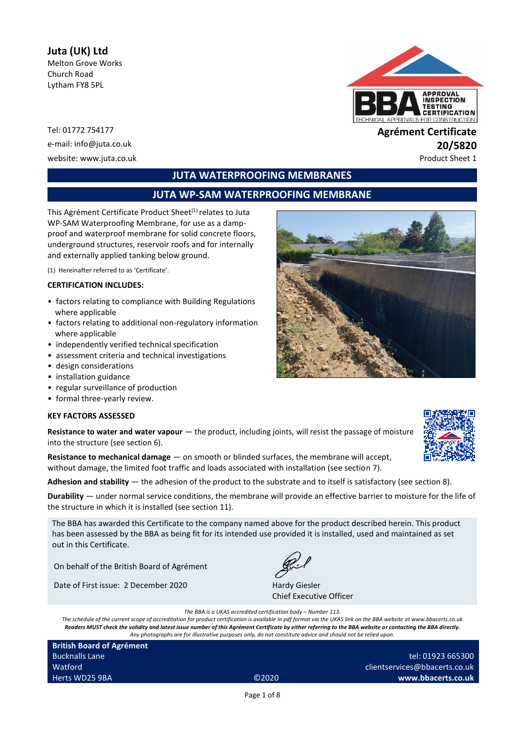**Juta (UK) Ltd**
Melton Grove Works
Church Road
Lytham FY8 5PL

Tel: 01772 754177
e-mail: info@juta.co.uk
website: www.juta.co.uk

**Agrément Certificate**
**20/5820**
Product Sheet 1

## JUTA WATERPROOFING MEMBRANES

## JUTA WP-SAM WATERPROOFING MEMBRANE

This Agrément Certificate Product Sheet[1] relates to Juta WP-SAM Waterproofing Membrane, for use as a damp-proof and waterproof membrane for solid concrete floors, underground structures, reservoir roofs and for internally and externally applied tanking below ground.

(1) Hereinafter referred to as 'Certificate'.

**CERTIFICATION INCLUDES:**

- factors relating to compliance with Building Regulations where applicable
- factors relating to additional non-regulatory information where applicable
- independently verified technical specification
- assessment criteria and technical investigations
- design considerations
- installation guidance
- regular surveillance of production
- formal three-yearly review.

**KEY FACTORS ASSESSED**

**Resistance to water and water vapour** — the product, including joints, will resist the passage of moisture into the structure (see section 6).

**Resistance to mechanical damage** — on smooth or blinded surfaces, the membrane will accept, without damage, the limited foot traffic and loads associated with installation (see section 7).

**Adhesion and stability** — the adhesion of the product to the substrate and to itself is satisfactory (see section 8).

**Durability** — under normal service conditions, the membrane will provide an effective barrier to moisture for the life of the structure in which it is installed (see section 11).

The BBA has awarded this Certificate to the company named above for the product described herein. This product has been assessed by the BBA as being fit for its intended use provided it is installed, used and maintained as set out in this Certificate.

On behalf of the British Board of Agrément

Date of First issue: 2 December 2020

Hardy Giesler
Chief Executive Officer

*The BBA is a UKAS accredited certification body – Number 113.*
*The schedule of the current scope of accreditation for product certification is available in pdf format via the UKAS link on the BBA website at www.bbacerts.co.uk*
***Readers MUST check the validity and latest issue number of this Agrément Certificate by either referring to the BBA website or contacting the BBA directly.***
*Any photographs are for illustrative purposes only, do not constitute advice and should not be relied upon.*

**British Board of Agrément**
Bucknalls Lane
Watford
Herts WD25 9BA

©2020

tel: 01923 665300
clientservices@bbacerts.co.uk
**www.bbacerts.co.uk**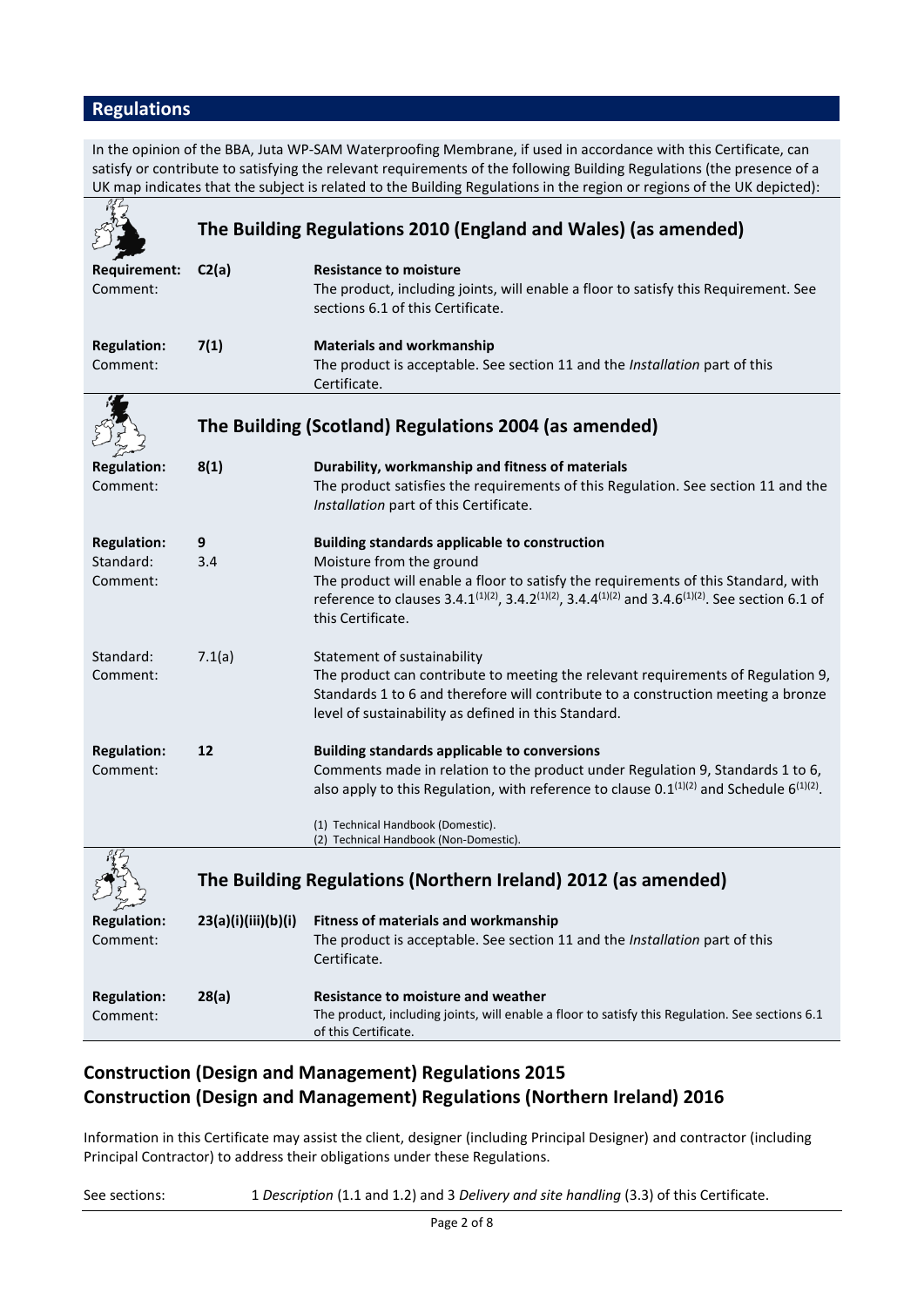## Regulations

In the opinion of the BBA, Juta WP-SAM Waterproofing Membrane, if used in accordance with this Certificate, can satisfy or contribute to satisfying the relevant requirements of the following Building Regulations (the presence of a UK map indicates that the subject is related to the Building Regulations in the region or regions of the UK depicted):

### The Building Regulations 2010 (England and Wales) (as amended)

**Requirement:** **C2(a)** **Resistance to moisture**
Comment: The product, including joints, will enable a floor to satisfy this Requirement. See sections 6.1 of this Certificate.

**Regulation:** **7(1)** **Materials and workmanship**
Comment: The product is acceptable. See section 11 and the *Installation* part of this Certificate.

### The Building (Scotland) Regulations 2004 (as amended)

**Regulation:** **8(1)** **Durability, workmanship and fitness of materials**
Comment: The product satisfies the requirements of this Regulation. See section 11 and the *Installation* part of this Certificate.

**Regulation:** **9** **Building standards applicable to construction**
Standard: 3.4 Moisture from the ground
Comment: The product will enable a floor to satisfy the requirements of this Standard, with reference to clauses 3.4.1[(1)(2)], 3.4.2[(1)(2)], 3.4.4[(1)(2)] and 3.4.6[(1)(2)]. See section 6.1 of this Certificate.

Standard: 7.1(a) Statement of sustainability
Comment: The product can contribute to meeting the relevant requirements of Regulation 9, Standards 1 to 6 and therefore will contribute to a construction meeting a bronze level of sustainability as defined in this Standard.

**Regulation:** **12** **Building standards applicable to conversions**
Comment: Comments made in relation to the product under Regulation 9, Standards 1 to 6, also apply to this Regulation, with reference to clause 0.1[(1)(2)] and Schedule 6[(1)(2)].

(1) Technical Handbook (Domestic).
(2) Technical Handbook (Non-Domestic).

### The Building Regulations (Northern Ireland) 2012 (as amended)

**Regulation:** **23(a)(i)(iii)(b)(i)** **Fitness of materials and workmanship**
Comment: The product is acceptable. See section 11 and the *Installation* part of this Certificate.

**Regulation:** **28(a)** **Resistance to moisture and weather**
Comment: The product, including joints, will enable a floor to satisfy this Regulation. See sections 6.1 of this Certificate.

## Construction (Design and Management) Regulations 2015
## Construction (Design and Management) Regulations (Northern Ireland) 2016

Information in this Certificate may assist the client, designer (including Principal Designer) and contractor (including Principal Contractor) to address their obligations under these Regulations.

See sections: 1 *Description* (1.1 and 1.2) and 3 *Delivery and site handling* (3.3) of this Certificate.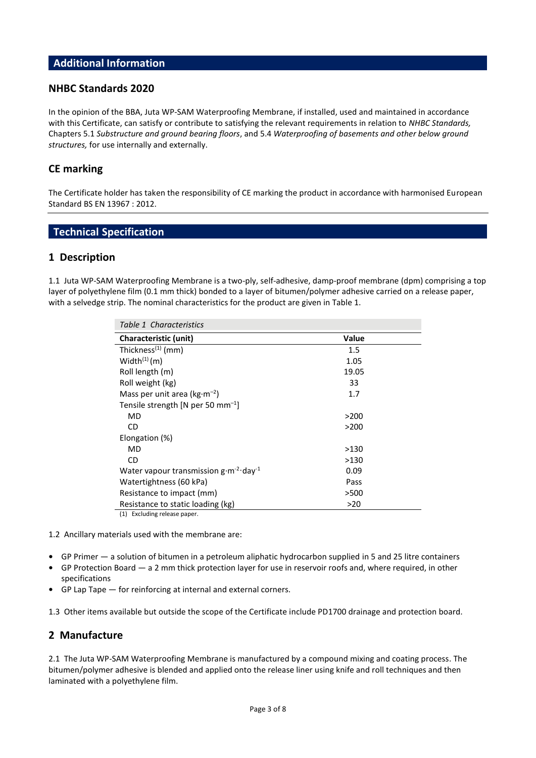## Additional Information

### NHBC Standards 2020

In the opinion of the BBA, Juta WP-SAM Waterproofing Membrane, if installed, used and maintained in accordance with this Certificate, can satisfy or contribute to satisfying the relevant requirements in relation to *NHBC Standards,* Chapters 5.1 *Substructure and ground bearing floors*, and 5.4 *Waterproofing of basements and other below ground structures,* for use internally and externally.

### CE marking

The Certificate holder has taken the responsibility of CE marking the product in accordance with harmonised European Standard BS EN 13967 : 2012.

## Technical Specification

### 1 Description

1.1 Juta WP-SAM Waterproofing Membrane is a two-ply, self-adhesive, damp-proof membrane (dpm) comprising a top layer of polyethylene film (0.1 mm thick) bonded to a layer of bitumen/polymer adhesive carried on a release paper, with a selvedge strip. The nominal characteristics for the product are given in Table 1.

*Table 1 Characteristics*

| Characteristic (unit) | Value |
|---|---|
| Thickness[1] (mm) | 1.5 |
| Width[1] (m) | 1.05 |
| Roll length (m) | 19.05 |
| Roll weight (kg) | 33 |
| Mass per unit area ($kg{\cdot}m^{-2}$) | 1.7 |
| Tensile strength [N per 50 $mm^{-1}$] | |
| MD | >200 |
| CD | >200 |
| Elongation (%) | |
| MD | >130 |
| CD | >130 |
| Water vapour transmission $g{\cdot}m^{-2}{\cdot}day^{-1}$ | 0.09 |
| Watertightness (60 kPa) | Pass |
| Resistance to impact (mm) | >500 |
| Resistance to static loading (kg) | >20 |

(1) Excluding release paper.

1.2 Ancillary materials used with the membrane are:

- GP Primer — a solution of bitumen in a petroleum aliphatic hydrocarbon supplied in 5 and 25 litre containers
- GP Protection Board — a 2 mm thick protection layer for use in reservoir roofs and, where required, in other specifications
- GP Lap Tape — for reinforcing at internal and external corners.

1.3 Other items available but outside the scope of the Certificate include PD1700 drainage and protection board.

### 2 Manufacture

2.1 The Juta WP-SAM Waterproofing Membrane is manufactured by a compound mixing and coating process. The bitumen/polymer adhesive is blended and applied onto the release liner using knife and roll techniques and then laminated with a polyethylene film.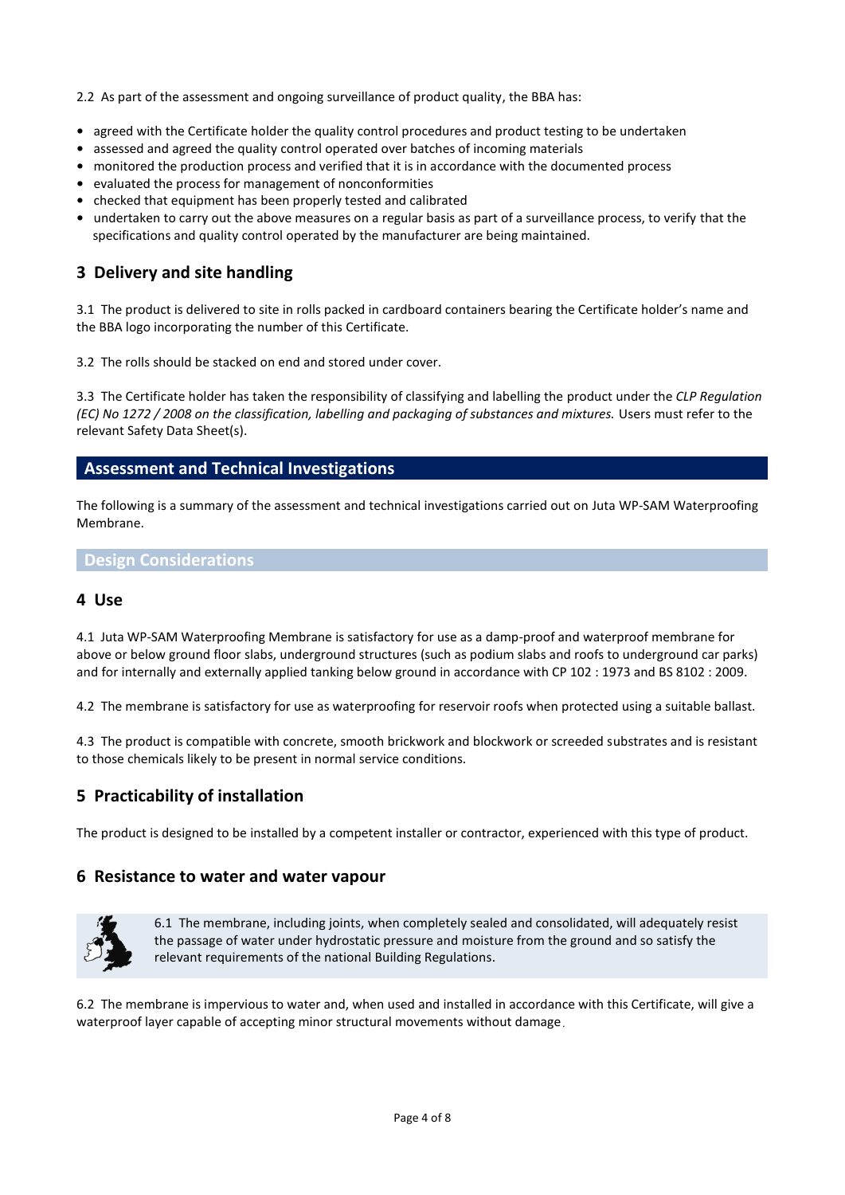2.2 As part of the assessment and ongoing surveillance of product quality, the BBA has:

- agreed with the Certificate holder the quality control procedures and product testing to be undertaken
- assessed and agreed the quality control operated over batches of incoming materials
- monitored the production process and verified that it is in accordance with the documented process
- evaluated the process for management of nonconformities
- checked that equipment has been properly tested and calibrated
- undertaken to carry out the above measures on a regular basis as part of a surveillance process, to verify that the specifications and quality control operated by the manufacturer are being maintained.

## 3 Delivery and site handling

3.1 The product is delivered to site in rolls packed in cardboard containers bearing the Certificate holder's name and the BBA logo incorporating the number of this Certificate.

3.2 The rolls should be stacked on end and stored under cover.

3.3 The Certificate holder has taken the responsibility of classifying and labelling the product under the *CLP Regulation (EC) No 1272 / 2008 on the classification, labelling and packaging of substances and mixtures.* Users must refer to the relevant Safety Data Sheet(s).

## Assessment and Technical Investigations

The following is a summary of the assessment and technical investigations carried out on Juta WP-SAM Waterproofing Membrane.

### Design Considerations

## 4 Use

4.1 Juta WP-SAM Waterproofing Membrane is satisfactory for use as a damp-proof and waterproof membrane for above or below ground floor slabs, underground structures (such as podium slabs and roofs to underground car parks) and for internally and externally applied tanking below ground in accordance with CP 102 : 1973 and BS 8102 : 2009.

4.2 The membrane is satisfactory for use as waterproofing for reservoir roofs when protected using a suitable ballast.

4.3 The product is compatible with concrete, smooth brickwork and blockwork or screeded substrates and is resistant to those chemicals likely to be present in normal service conditions.

## 5 Practicability of installation

The product is designed to be installed by a competent installer or contractor, experienced with this type of product.

## 6 Resistance to water and water vapour

6.1 The membrane, including joints, when completely sealed and consolidated, will adequately resist the passage of water under hydrostatic pressure and moisture from the ground and so satisfy the relevant requirements of the national Building Regulations.

6.2 The membrane is impervious to water and, when used and installed in accordance with this Certificate, will give a waterproof layer capable of accepting minor structural movements without damage.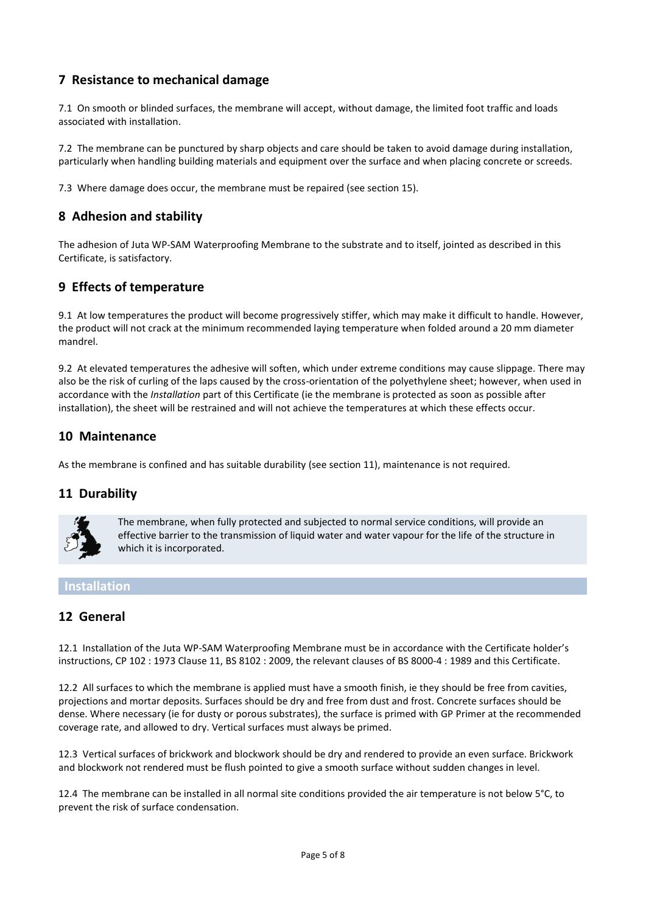## 7 Resistance to mechanical damage

7.1 On smooth or blinded surfaces, the membrane will accept, without damage, the limited foot traffic and loads associated with installation.

7.2 The membrane can be punctured by sharp objects and care should be taken to avoid damage during installation, particularly when handling building materials and equipment over the surface and when placing concrete or screeds.

7.3 Where damage does occur, the membrane must be repaired (see section 15).

## 8 Adhesion and stability

The adhesion of Juta WP-SAM Waterproofing Membrane to the substrate and to itself, jointed as described in this Certificate, is satisfactory.

## 9 Effects of temperature

9.1 At low temperatures the product will become progressively stiffer, which may make it difficult to handle. However, the product will not crack at the minimum recommended laying temperature when folded around a 20 mm diameter mandrel.

9.2 At elevated temperatures the adhesive will soften, which under extreme conditions may cause slippage. There may also be the risk of curling of the laps caused by the cross-orientation of the polyethylene sheet; however, when used in accordance with the *Installation* part of this Certificate (ie the membrane is protected as soon as possible after installation), the sheet will be restrained and will not achieve the temperatures at which these effects occur.

## 10 Maintenance

As the membrane is confined and has suitable durability (see section 11), maintenance is not required.

## 11 Durability

The membrane, when fully protected and subjected to normal service conditions, will provide an effective barrier to the transmission of liquid water and water vapour for the life of the structure in which it is incorporated.

# Installation

## 12 General

12.1 Installation of the Juta WP-SAM Waterproofing Membrane must be in accordance with the Certificate holder's instructions, CP 102 : 1973 Clause 11, BS 8102 : 2009, the relevant clauses of BS 8000-4 : 1989 and this Certificate.

12.2 All surfaces to which the membrane is applied must have a smooth finish, ie they should be free from cavities, projections and mortar deposits. Surfaces should be dry and free from dust and frost. Concrete surfaces should be dense. Where necessary (ie for dusty or porous substrates), the surface is primed with GP Primer at the recommended coverage rate, and allowed to dry. Vertical surfaces must always be primed.

12.3 Vertical surfaces of brickwork and blockwork should be dry and rendered to provide an even surface. Brickwork and blockwork not rendered must be flush pointed to give a smooth surface without sudden changes in level.

12.4 The membrane can be installed in all normal site conditions provided the air temperature is not below 5°C, to prevent the risk of surface condensation.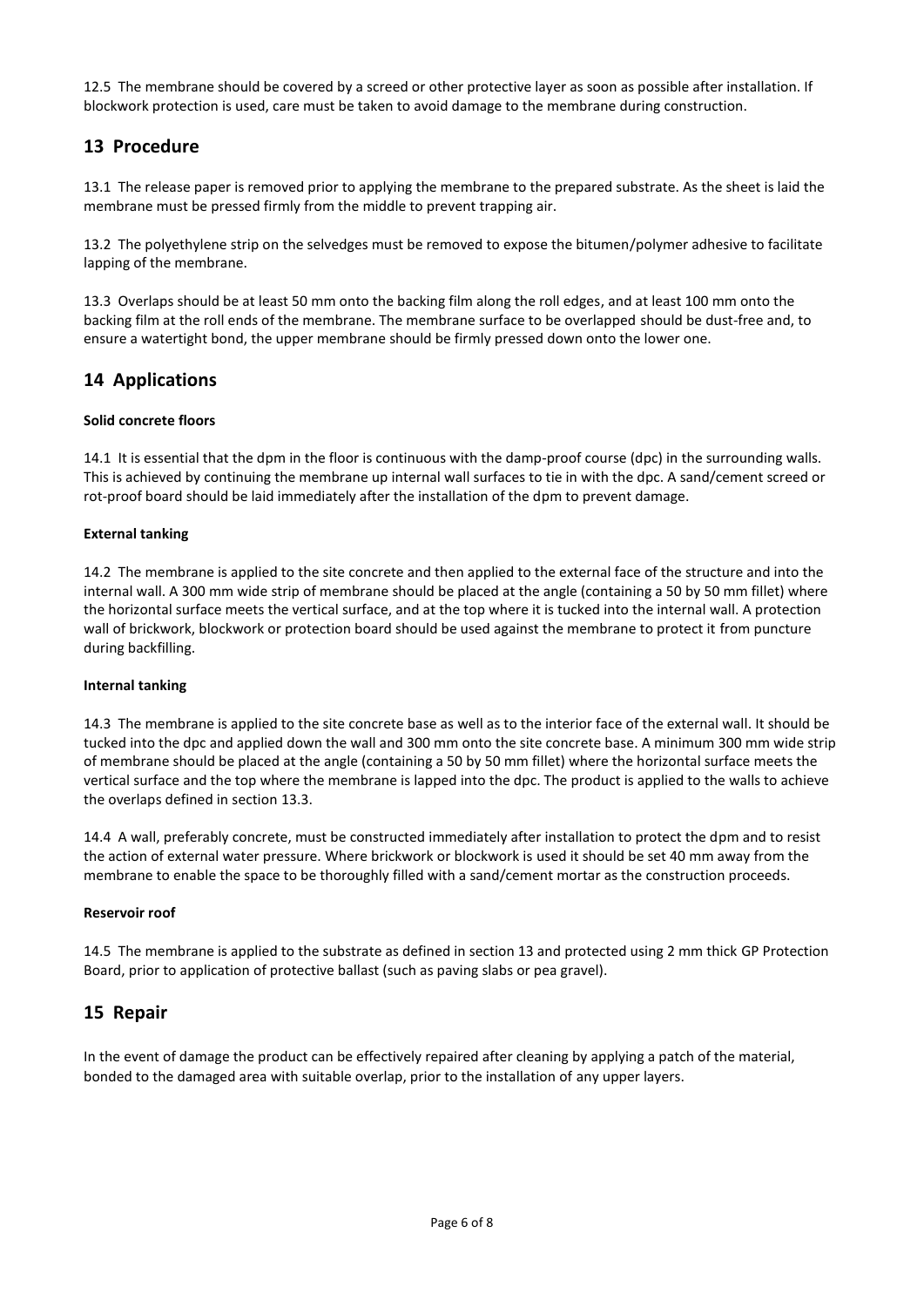12.5 The membrane should be covered by a screed or other protective layer as soon as possible after installation. If blockwork protection is used, care must be taken to avoid damage to the membrane during construction.

## 13 Procedure

13.1 The release paper is removed prior to applying the membrane to the prepared substrate. As the sheet is laid the membrane must be pressed firmly from the middle to prevent trapping air.

13.2 The polyethylene strip on the selvedges must be removed to expose the bitumen/polymer adhesive to facilitate lapping of the membrane.

13.3 Overlaps should be at least 50 mm onto the backing film along the roll edges, and at least 100 mm onto the backing film at the roll ends of the membrane. The membrane surface to be overlapped should be dust-free and, to ensure a watertight bond, the upper membrane should be firmly pressed down onto the lower one.

## 14 Applications

**Solid concrete floors**

14.1 It is essential that the dpm in the floor is continuous with the damp-proof course (dpc) in the surrounding walls. This is achieved by continuing the membrane up internal wall surfaces to tie in with the dpc. A sand/cement screed or rot-proof board should be laid immediately after the installation of the dpm to prevent damage.

**External tanking**

14.2 The membrane is applied to the site concrete and then applied to the external face of the structure and into the internal wall. A 300 mm wide strip of membrane should be placed at the angle (containing a 50 by 50 mm fillet) where the horizontal surface meets the vertical surface, and at the top where it is tucked into the internal wall. A protection wall of brickwork, blockwork or protection board should be used against the membrane to protect it from puncture during backfilling.

**Internal tanking**

14.3 The membrane is applied to the site concrete base as well as to the interior face of the external wall. It should be tucked into the dpc and applied down the wall and 300 mm onto the site concrete base. A minimum 300 mm wide strip of membrane should be placed at the angle (containing a 50 by 50 mm fillet) where the horizontal surface meets the vertical surface and the top where the membrane is lapped into the dpc. The product is applied to the walls to achieve the overlaps defined in section 13.3.

14.4 A wall, preferably concrete, must be constructed immediately after installation to protect the dpm and to resist the action of external water pressure. Where brickwork or blockwork is used it should be set 40 mm away from the membrane to enable the space to be thoroughly filled with a sand/cement mortar as the construction proceeds.

**Reservoir roof**

14.5 The membrane is applied to the substrate as defined in section 13 and protected using 2 mm thick GP Protection Board, prior to application of protective ballast (such as paving slabs or pea gravel).

## 15 Repair

In the event of damage the product can be effectively repaired after cleaning by applying a patch of the material, bonded to the damaged area with suitable overlap, prior to the installation of any upper layers.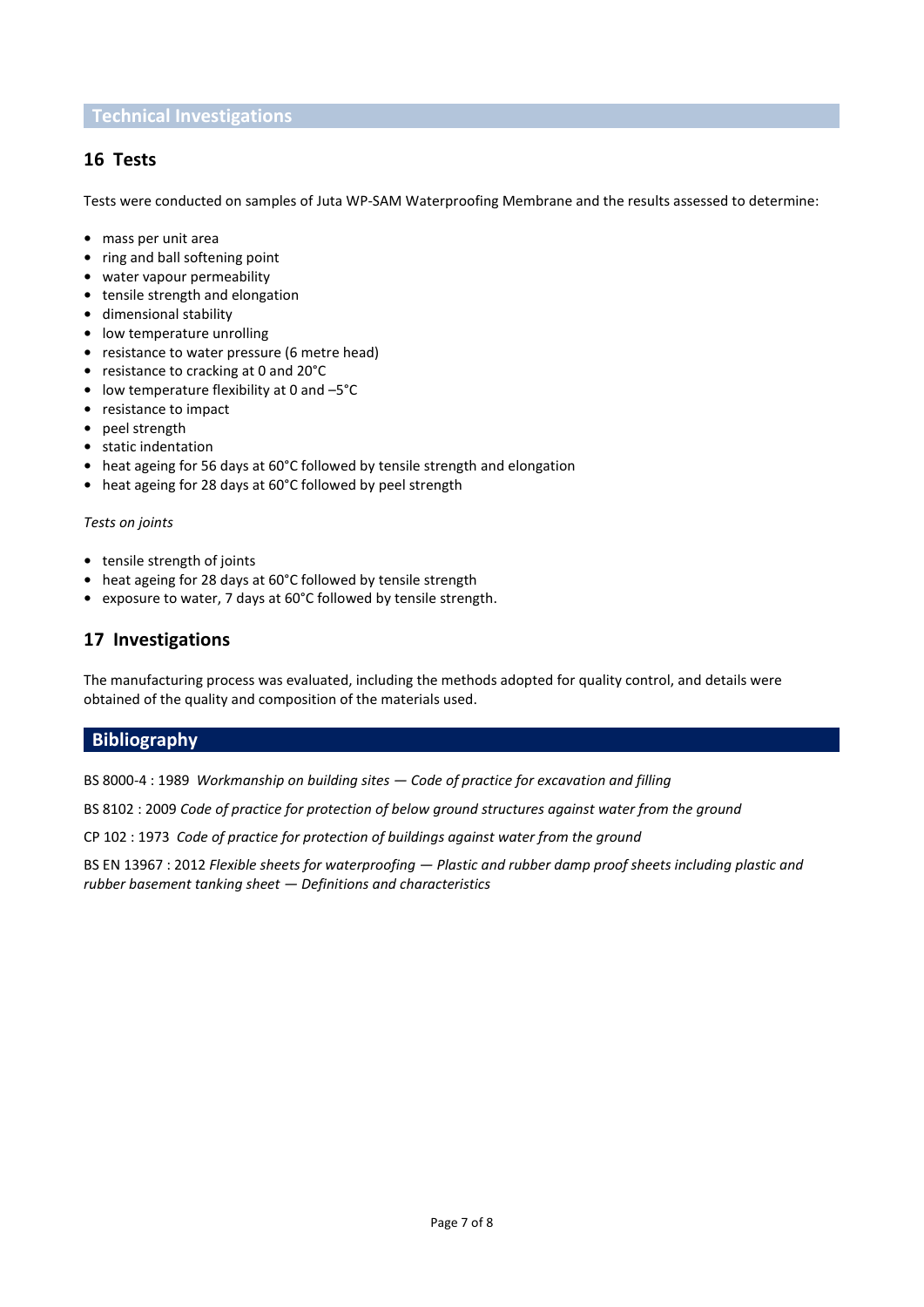## Technical Investigations

### 16 Tests

Tests were conducted on samples of Juta WP-SAM Waterproofing Membrane and the results assessed to determine:

- mass per unit area
- ring and ball softening point
- water vapour permeability
- tensile strength and elongation
- dimensional stability
- low temperature unrolling
- resistance to water pressure (6 metre head)
- resistance to cracking at 0 and 20°C
- low temperature flexibility at 0 and –5°C
- resistance to impact
- peel strength
- static indentation
- heat ageing for 56 days at 60°C followed by tensile strength and elongation
- heat ageing for 28 days at 60°C followed by peel strength

*Tests on joints*

- tensile strength of joints
- heat ageing for 28 days at 60°C followed by tensile strength
- exposure to water, 7 days at 60°C followed by tensile strength.

### 17 Investigations

The manufacturing process was evaluated, including the methods adopted for quality control, and details were obtained of the quality and composition of the materials used.

## Bibliography

BS 8000-4 : 1989 *Workmanship on building sites — Code of practice for excavation and filling*

BS 8102 : 2009 *Code of practice for protection of below ground structures against water from the ground*

CP 102 : 1973 *Code of practice for protection of buildings against water from the ground*

BS EN 13967 : 2012 *Flexible sheets for waterproofing — Plastic and rubber damp proof sheets including plastic and rubber basement tanking sheet — Definitions and characteristics*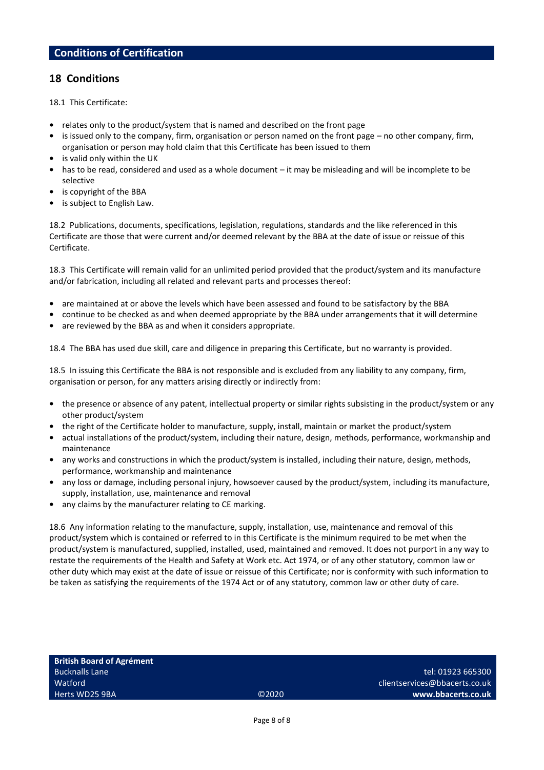## Conditions of Certification

### 18 Conditions

18.1 This Certificate:

- relates only to the product/system that is named and described on the front page
- is issued only to the company, firm, organisation or person named on the front page – no other company, firm, organisation or person may hold claim that this Certificate has been issued to them
- is valid only within the UK
- has to be read, considered and used as a whole document – it may be misleading and will be incomplete to be selective
- is copyright of the BBA
- is subject to English Law.

18.2 Publications, documents, specifications, legislation, regulations, standards and the like referenced in this Certificate are those that were current and/or deemed relevant by the BBA at the date of issue or reissue of this Certificate.

18.3 This Certificate will remain valid for an unlimited period provided that the product/system and its manufacture and/or fabrication, including all related and relevant parts and processes thereof:

- are maintained at or above the levels which have been assessed and found to be satisfactory by the BBA
- continue to be checked as and when deemed appropriate by the BBA under arrangements that it will determine
- are reviewed by the BBA as and when it considers appropriate.

18.4 The BBA has used due skill, care and diligence in preparing this Certificate, but no warranty is provided.

18.5 In issuing this Certificate the BBA is not responsible and is excluded from any liability to any company, firm, organisation or person, for any matters arising directly or indirectly from:

- the presence or absence of any patent, intellectual property or similar rights subsisting in the product/system or any other product/system
- the right of the Certificate holder to manufacture, supply, install, maintain or market the product/system
- actual installations of the product/system, including their nature, design, methods, performance, workmanship and maintenance
- any works and constructions in which the product/system is installed, including their nature, design, methods, performance, workmanship and maintenance
- any loss or damage, including personal injury, howsoever caused by the product/system, including its manufacture, supply, installation, use, maintenance and removal
- any claims by the manufacturer relating to CE marking.

18.6 Any information relating to the manufacture, supply, installation, use, maintenance and removal of this product/system which is contained or referred to in this Certificate is the minimum required to be met when the product/system is manufactured, supplied, installed, used, maintained and removed. It does not purport in any way to restate the requirements of the Health and Safety at Work etc. Act 1974, or of any other statutory, common law or other duty which may exist at the date of issue or reissue of this Certificate; nor is conformity with such information to be taken as satisfying the requirements of the 1974 Act or of any statutory, common law or other duty of care.

**British Board of Agrément**
Bucknalls Lane
Watford
Herts WD25 9BA

©2020

tel: 01923 665300
clientservices@bbacerts.co.uk
**www.bbacerts.co.uk**